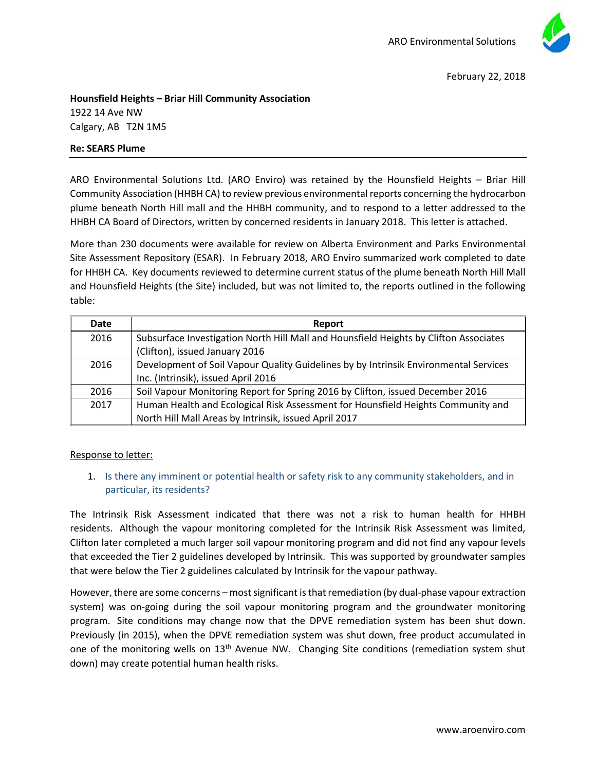ARO Environmental Solutions

February 22, 2018

**Hounsfield Heights – Briar Hill Community Association**
1922 14 Ave NW
Calgary, AB T2N 1M5

**Re: SEARS Plume**

---

ARO Environmental Solutions Ltd. (ARO Enviro) was retained by the Hounsfield Heights – Briar Hill Community Association (HHBH CA) to review previous environmental reports concerning the hydrocarbon plume beneath North Hill mall and the HHBH community, and to respond to a letter addressed to the HHBH CA Board of Directors, written by concerned residents in January 2018. This letter is attached.

More than 230 documents were available for review on Alberta Environment and Parks Environmental Site Assessment Repository (ESAR). In February 2018, ARO Enviro summarized work completed to date for HHBH CA. Key documents reviewed to determine current status of the plume beneath North Hill Mall and Hounsfield Heights (the Site) included, but was not limited to, the reports outlined in the following table:

| Date | Report |
|---|---|
| 2016 | Subsurface Investigation North Hill Mall and Hounsfield Heights by Clifton Associates (Clifton), issued January 2016 |
| 2016 | Development of Soil Vapour Quality Guidelines by by Intrinsik Environmental Services Inc. (Intrinsik), issued April 2016 |
| 2016 | Soil Vapour Monitoring Report for Spring 2016 by Clifton, issued December 2016 |
| 2017 | Human Health and Ecological Risk Assessment for Hounsfield Heights Community and North Hill Mall Areas by Intrinsik, issued April 2017 |

Response to letter:

1. Is there any imminent or potential health or safety risk to any community stakeholders, and in particular, its residents?

The Intrinsik Risk Assessment indicated that there was not a risk to human health for HHBH residents. Although the vapour monitoring completed for the Intrinsik Risk Assessment was limited, Clifton later completed a much larger soil vapour monitoring program and did not find any vapour levels that exceeded the Tier 2 guidelines developed by Intrinsik. This was supported by groundwater samples that were below the Tier 2 guidelines calculated by Intrinsik for the vapour pathway.

However, there are some concerns – most significant is that remediation (by dual-phase vapour extraction system) was on-going during the soil vapour monitoring program and the groundwater monitoring program. Site conditions may change now that the DPVE remediation system has been shut down. Previously (in 2015), when the DPVE remediation system was shut down, free product accumulated in one of the monitoring wells on 13th Avenue NW. Changing Site conditions (remediation system shut down) may create potential human health risks.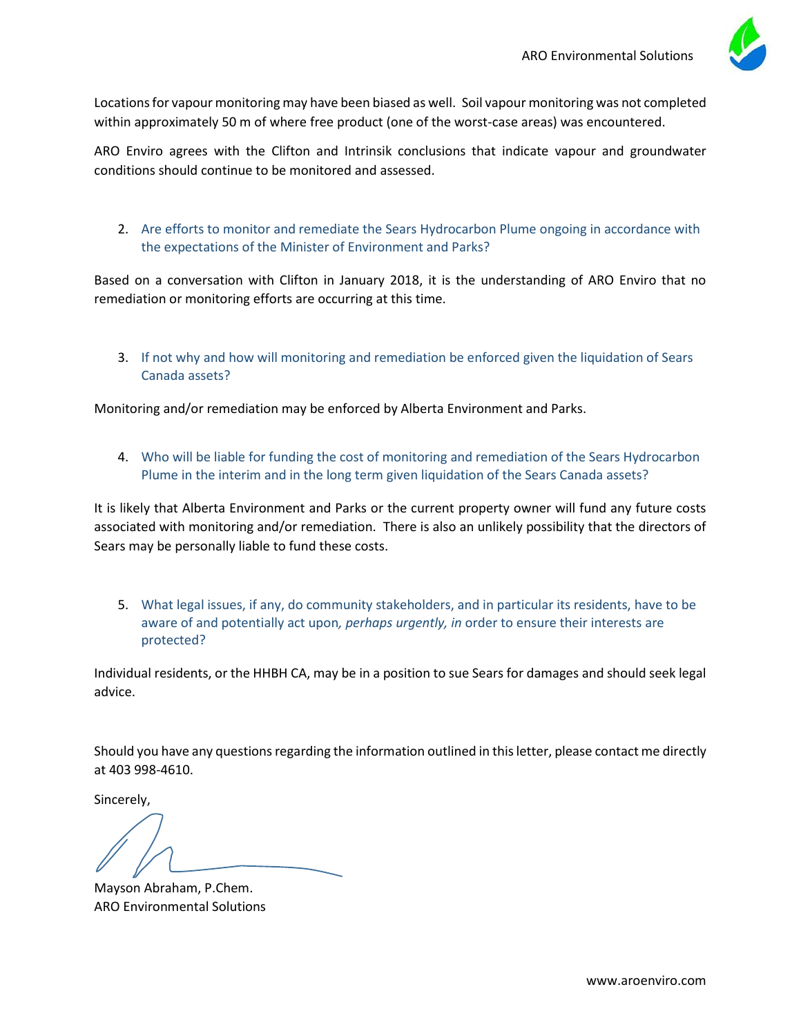Locations for vapour monitoring may have been biased as well. Soil vapour monitoring was not completed within approximately 50 m of where free product (one of the worst-case areas) was encountered.

ARO Enviro agrees with the Clifton and Intrinsik conclusions that indicate vapour and groundwater conditions should continue to be monitored and assessed.

2. Are efforts to monitor and remediate the Sears Hydrocarbon Plume ongoing in accordance with the expectations of the Minister of Environment and Parks?

Based on a conversation with Clifton in January 2018, it is the understanding of ARO Enviro that no remediation or monitoring efforts are occurring at this time.

3. If not why and how will monitoring and remediation be enforced given the liquidation of Sears Canada assets?

Monitoring and/or remediation may be enforced by Alberta Environment and Parks.

4. Who will be liable for funding the cost of monitoring and remediation of the Sears Hydrocarbon Plume in the interim and in the long term given liquidation of the Sears Canada assets?

It is likely that Alberta Environment and Parks or the current property owner will fund any future costs associated with monitoring and/or remediation. There is also an unlikely possibility that the directors of Sears may be personally liable to fund these costs.

5. What legal issues, if any, do community stakeholders, and in particular its residents, have to be aware of and potentially act upon*, perhaps urgently, in* order to ensure their interests are protected?

Individual residents, or the HHBH CA, may be in a position to sue Sears for damages and should seek legal advice.

Should you have any questions regarding the information outlined in this letter, please contact me directly at 403 998-4610.

Sincerely,

Mayson Abraham, P.Chem.
ARO Environmental Solutions